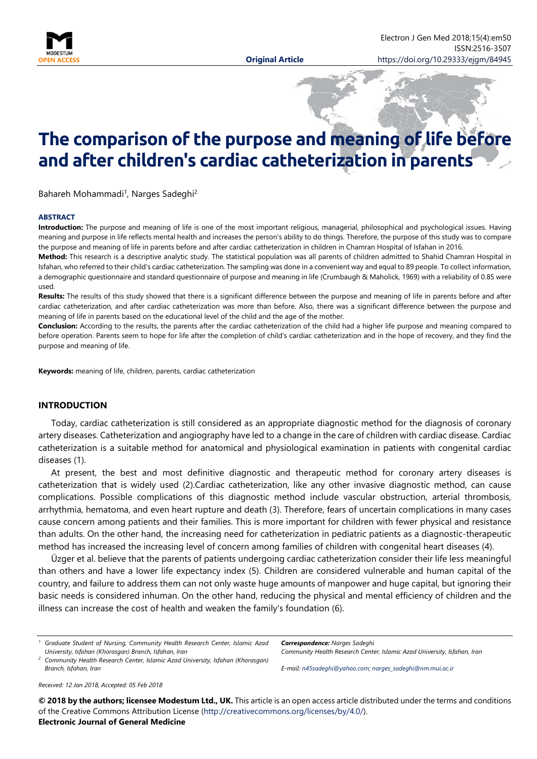# The comparison of the purpose and meaning of life before and after children's cardiac catheterization in parents

Bahareh Mohammadi[1], Narges Sadeghi[2]

**ABSTRACT**

**Introduction:** The purpose and meaning of life is one of the most important religious, managerial, philosophical and psychological issues. Having meaning and purpose in life reflects mental health and increases the person's ability to do things. Therefore, the purpose of this study was to compare the purpose and meaning of life in parents before and after cardiac catheterization in children in Chamran Hospital of Isfahan in 2016.

**Method:** This research is a descriptive analytic study. The statistical population was all parents of children admitted to Shahid Chamran Hospital in Isfahan, who referred to their child's cardiac catheterization. The sampling was done in a convenient way and equal to 89 people. To collect information, a demographic questionnaire and standard questionnaire of purpose and meaning in life (Crumbaugh & Maholick, 1969) with a reliability of 0.85 were used.

**Results:** The results of this study showed that there is a significant difference between the purpose and meaning of life in parents before and after cardiac catheterization, and after cardiac catheterization was more than before. Also, there was a significant difference between the purpose and meaning of life in parents based on the educational level of the child and the age of the mother.

**Conclusion:** According to the results, the parents after the cardiac catheterization of the child had a higher life purpose and meaning compared to before operation. Parents seem to hope for life after the completion of child's cardiac catheterization and in the hope of recovery, and they find the purpose and meaning of life.

**Keywords:** meaning of life, children, parents, cardiac catheterization

## INTRODUCTION

Today, cardiac catheterization is still considered as an appropriate diagnostic method for the diagnosis of coronary artery diseases. Catheterization and angiography have led to a change in the care of children with cardiac disease. Cardiac catheterization is a suitable method for anatomical and physiological examination in patients with congenital cardiac diseases (1).

At present, the best and most definitive diagnostic and therapeutic method for coronary artery diseases is catheterization that is widely used (2).Cardiac catheterization, like any other invasive diagnostic method, can cause complications. Possible complications of this diagnostic method include vascular obstruction, arterial thrombosis, arrhythmia, hematoma, and even heart rupture and death (3). Therefore, fears of uncertain complications in many cases cause concern among patients and their families. This is more important for children with fewer physical and resistance than adults. On the other hand, the increasing need for catheterization in pediatric patients as a diagnostic-therapeutic method has increased the increasing level of concern among families of children with congenital heart diseases (4).

Üzger et al. believe that the parents of patients undergoing cardiac catheterization consider their life less meaningful than others and have a lower life expectancy index (5). Children are considered vulnerable and human capital of the country, and failure to address them can not only waste huge amounts of manpower and huge capital, but ignoring their basic needs is considered inhuman. On the other hand, reducing the physical and mental efficiency of children and the illness can increase the cost of health and weaken the family's foundation (6).

---

[1] *Graduate Student of Nursing, Community Health Research Center, Islamic Azad University, Isfahan (Khorasgan) Branch, Isfahan, Iran*

[2] *Community Health Research Center, Islamic Azad University, Isfahan (Khorasgan) Branch, Isfahan, Iran*

***Correspondence:** Narges Sadeghi*
*Community Health Research Center, Islamic Azad University, Isfahan, Iran*

*E-mail: n45sadeghi@yahoo.com; narges_sadeghi@nm.mui.ac.ir*

*Received: 12 Jan 2018, Accepted: 05 Feb 2018*

**© 2018 by the authors; licensee Modestum Ltd., UK.** This article is an open access article distributed under the terms and conditions of the Creative Commons Attribution License (http://creativecommons.org/licenses/by/4.0/).
**Electronic Journal of General Medicine**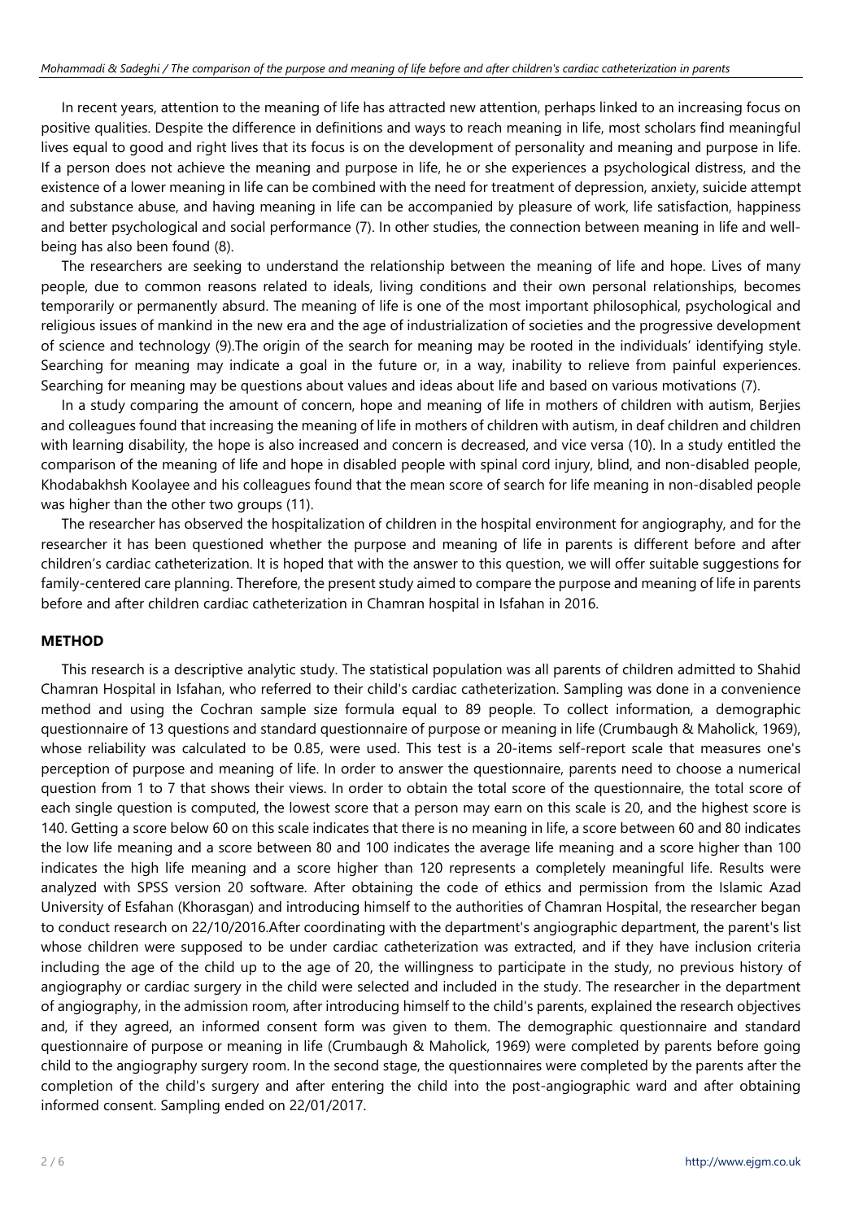In recent years, attention to the meaning of life has attracted new attention, perhaps linked to an increasing focus on positive qualities. Despite the difference in definitions and ways to reach meaning in life, most scholars find meaningful lives equal to good and right lives that its focus is on the development of personality and meaning and purpose in life. If a person does not achieve the meaning and purpose in life, he or she experiences a psychological distress, and the existence of a lower meaning in life can be combined with the need for treatment of depression, anxiety, suicide attempt and substance abuse, and having meaning in life can be accompanied by pleasure of work, life satisfaction, happiness and better psychological and social performance (7). In other studies, the connection between meaning in life and well-being has also been found (8).

The researchers are seeking to understand the relationship between the meaning of life and hope. Lives of many people, due to common reasons related to ideals, living conditions and their own personal relationships, becomes temporarily or permanently absurd. The meaning of life is one of the most important philosophical, psychological and religious issues of mankind in the new era and the age of industrialization of societies and the progressive development of science and technology (9).The origin of the search for meaning may be rooted in the individuals' identifying style. Searching for meaning may indicate a goal in the future or, in a way, inability to relieve from painful experiences. Searching for meaning may be questions about values and ideas about life and based on various motivations (7).

In a study comparing the amount of concern, hope and meaning of life in mothers of children with autism, Berjies and colleagues found that increasing the meaning of life in mothers of children with autism, in deaf children and children with learning disability, the hope is also increased and concern is decreased, and vice versa (10). In a study entitled the comparison of the meaning of life and hope in disabled people with spinal cord injury, blind, and non-disabled people, Khodabakhsh Koolayee and his colleagues found that the mean score of search for life meaning in non-disabled people was higher than the other two groups (11).

The researcher has observed the hospitalization of children in the hospital environment for angiography, and for the researcher it has been questioned whether the purpose and meaning of life in parents is different before and after children's cardiac catheterization. It is hoped that with the answer to this question, we will offer suitable suggestions for family-centered care planning. Therefore, the present study aimed to compare the purpose and meaning of life in parents before and after children cardiac catheterization in Chamran hospital in Isfahan in 2016.

## METHOD

This research is a descriptive analytic study. The statistical population was all parents of children admitted to Shahid Chamran Hospital in Isfahan, who referred to their child's cardiac catheterization. Sampling was done in a convenience method and using the Cochran sample size formula equal to 89 people. To collect information, a demographic questionnaire of 13 questions and standard questionnaire of purpose or meaning in life (Crumbaugh & Maholick, 1969), whose reliability was calculated to be 0.85, were used. This test is a 20-items self-report scale that measures one's perception of purpose and meaning of life. In order to answer the questionnaire, parents need to choose a numerical question from 1 to 7 that shows their views. In order to obtain the total score of the questionnaire, the total score of each single question is computed, the lowest score that a person may earn on this scale is 20, and the highest score is 140. Getting a score below 60 on this scale indicates that there is no meaning in life, a score between 60 and 80 indicates the low life meaning and a score between 80 and 100 indicates the average life meaning and a score higher than 100 indicates the high life meaning and a score higher than 120 represents a completely meaningful life. Results were analyzed with SPSS version 20 software. After obtaining the code of ethics and permission from the Islamic Azad University of Esfahan (Khorasgan) and introducing himself to the authorities of Chamran Hospital, the researcher began to conduct research on 22/10/2016.After coordinating with the department's angiographic department, the parent's list whose children were supposed to be under cardiac catheterization was extracted, and if they have inclusion criteria including the age of the child up to the age of 20, the willingness to participate in the study, no previous history of angiography or cardiac surgery in the child were selected and included in the study. The researcher in the department of angiography, in the admission room, after introducing himself to the child's parents, explained the research objectives and, if they agreed, an informed consent form was given to them. The demographic questionnaire and standard questionnaire of purpose or meaning in life (Crumbaugh & Maholick, 1969) were completed by parents before going child to the angiography surgery room. In the second stage, the questionnaires were completed by the parents after the completion of the child's surgery and after entering the child into the post-angiographic ward and after obtaining informed consent. Sampling ended on 22/01/2017.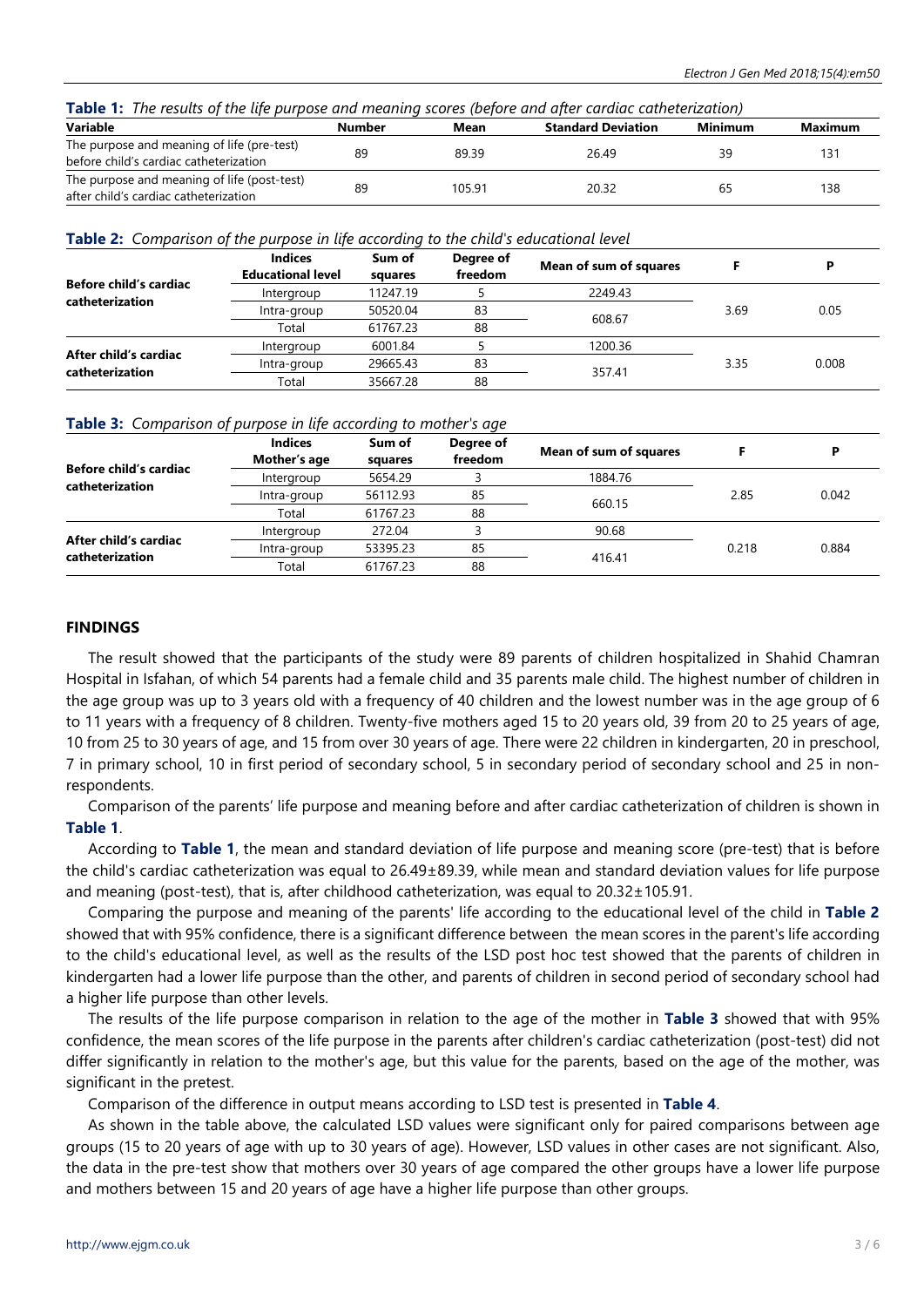**Table 1:** *The results of the life purpose and meaning scores (before and after cardiac catheterization)*

| Variable | Number | Mean | Standard Deviation | Minimum | Maximum |
|---|---|---|---|---|---|
| The purpose and meaning of life (pre-test) before child's cardiac catheterization | 89 | 89.39 | 26.49 | 39 | 131 |
| The purpose and meaning of life (post-test) after child's cardiac catheterization | 89 | 105.91 | 20.32 | 65 | 138 |

**Table 2:** *Comparison of the purpose in life according to the child's educational level*

| | Indices Educational level | Sum of squares | Degree of freedom | Mean of sum of squares | F | P |
|---|---|---|---|---|---|---|
| **Before child's cardiac catheterization** | Intergroup | 11247.19 | 5 | 2249.43 | 3.69 | 0.05 |
| | Intra-group | 50520.04 | 83 | 608.67 | | |
| | Total | 61767.23 | 88 | | | |
| **After child's cardiac catheterization** | Intergroup | 6001.84 | 5 | 1200.36 | 3.35 | 0.008 |
| | Intra-group | 29665.43 | 83 | 357.41 | | |
| | Total | 35667.28 | 88 | | | |

**Table 3:** *Comparison of purpose in life according to mother's age*

| | Indices Mother's age | Sum of squares | Degree of freedom | Mean of sum of squares | F | P |
|---|---|---|---|---|---|---|
| **Before child's cardiac catheterization** | Intergroup | 5654.29 | 3 | 1884.76 | 2.85 | 0.042 |
| | Intra-group | 56112.93 | 85 | 660.15 | | |
| | Total | 61767.23 | 88 | | | |
| **After child's cardiac catheterization** | Intergroup | 272.04 | 3 | 90.68 | 0.218 | 0.884 |
| | Intra-group | 53395.23 | 85 | 416.41 | | |
| | Total | 61767.23 | 88 | | | |

## FINDINGS

The result showed that the participants of the study were 89 parents of children hospitalized in Shahid Chamran Hospital in Isfahan, of which 54 parents had a female child and 35 parents male child. The highest number of children in the age group was up to 3 years old with a frequency of 40 children and the lowest number was in the age group of 6 to 11 years with a frequency of 8 children. Twenty-five mothers aged 15 to 20 years old, 39 from 20 to 25 years of age, 10 from 25 to 30 years of age, and 15 from over 30 years of age. There were 22 children in kindergarten, 20 in preschool, 7 in primary school, 10 in first period of secondary school, 5 in secondary period of secondary school and 25 in non-respondents.

Comparison of the parents' life purpose and meaning before and after cardiac catheterization of children is shown in **Table 1**.

According to **Table 1**, the mean and standard deviation of life purpose and meaning score (pre-test) that is before the child's cardiac catheterization was equal to 26.49±89.39, while mean and standard deviation values for life purpose and meaning (post-test), that is, after childhood catheterization, was equal to 20.32±105.91.

Comparing the purpose and meaning of the parents' life according to the educational level of the child in **Table 2** showed that with 95% confidence, there is a significant difference between the mean scores in the parent's life according to the child's educational level, as well as the results of the LSD post hoc test showed that the parents of children in kindergarten had a lower life purpose than the other, and parents of children in second period of secondary school had a higher life purpose than other levels.

The results of the life purpose comparison in relation to the age of the mother in **Table 3** showed that with 95% confidence, the mean scores of the life purpose in the parents after children's cardiac catheterization (post-test) did not differ significantly in relation to the mother's age, but this value for the parents, based on the age of the mother, was significant in the pretest.

Comparison of the difference in output means according to LSD test is presented in **Table 4**.

As shown in the table above, the calculated LSD values were significant only for paired comparisons between age groups (15 to 20 years of age with up to 30 years of age). However, LSD values in other cases are not significant. Also, the data in the pre-test show that mothers over 30 years of age compared the other groups have a lower life purpose and mothers between 15 and 20 years of age have a higher life purpose than other groups.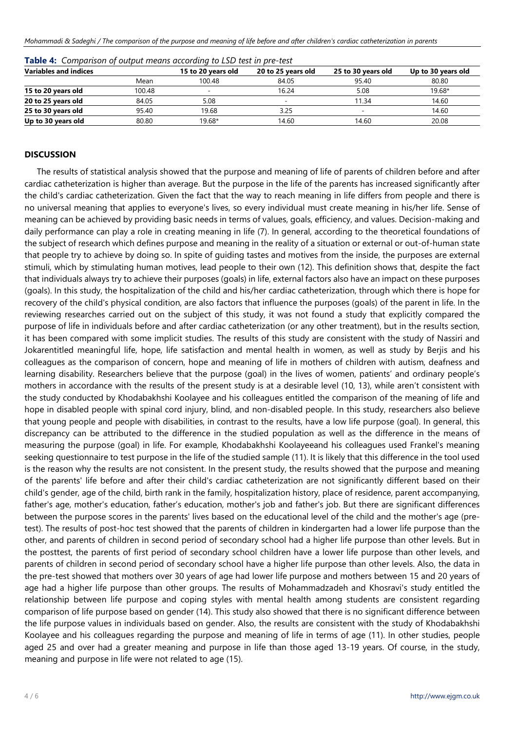**Table 4:** *Comparison of output means according to LSD test in pre-test*

| Variables and indices | | 15 to 20 years old | 20 to 25 years old | 25 to 30 years old | Up to 30 years old |
|---|---|---|---|---|---|
| | Mean | 100.48 | 84.05 | 95.40 | 80.80 |
| **15 to 20 years old** | 100.48 | - | 16.24 | 5.08 | 19.68* |
| **20 to 25 years old** | 84.05 | 5.08 | - | 11.34 | 14.60 |
| **25 to 30 years old** | 95.40 | 19.68 | 3.25 | - | 14.60 |
| **Up to 30 years old** | 80.80 | 19.68* | 14.60 | 14.60 | 20.08 |

## DISCUSSION

The results of statistical analysis showed that the purpose and meaning of life of parents of children before and after cardiac catheterization is higher than average. But the purpose in the life of the parents has increased significantly after the child's cardiac catheterization. Given the fact that the way to reach meaning in life differs from people and there is no universal meaning that applies to everyone's lives, so every individual must create meaning in his/her life. Sense of meaning can be achieved by providing basic needs in terms of values, goals, efficiency, and values. Decision-making and daily performance can play a role in creating meaning in life (7). In general, according to the theoretical foundations of the subject of research which defines purpose and meaning in the reality of a situation or external or out-of-human state that people try to achieve by doing so. In spite of guiding tastes and motives from the inside, the purposes are external stimuli, which by stimulating human motives, lead people to their own (12). This definition shows that, despite the fact that individuals always try to achieve their purposes (goals) in life, external factors also have an impact on these purposes (goals). In this study, the hospitalization of the child and his/her cardiac catheterization, through which there is hope for recovery of the child's physical condition, are also factors that influence the purposes (goals) of the parent in life. In the reviewing researches carried out on the subject of this study, it was not found a study that explicitly compared the purpose of life in individuals before and after cardiac catheterization (or any other treatment), but in the results section, it has been compared with some implicit studies. The results of this study are consistent with the study of Nassiri and Jokarentitled meaningful life, hope, life satisfaction and mental health in women, as well as study by Berjis and his colleagues as the comparison of concern, hope and meaning of life in mothers of children with autism, deafness and learning disability. Researchers believe that the purpose (goal) in the lives of women, patients' and ordinary people's mothers in accordance with the results of the present study is at a desirable level (10, 13), while aren't consistent with the study conducted by Khodabakhshi Koolayee and his colleagues entitled the comparison of the meaning of life and hope in disabled people with spinal cord injury, blind, and non-disabled people. In this study, researchers also believe that young people and people with disabilities, in contrast to the results, have a low life purpose (goal). In general, this discrepancy can be attributed to the difference in the studied population as well as the difference in the means of measuring the purpose (goal) in life. For example, Khodabakhshi Koolayeeand his colleagues used Frankel's meaning seeking questionnaire to test purpose in the life of the studied sample (11). It is likely that this difference in the tool used is the reason why the results are not consistent. In the present study, the results showed that the purpose and meaning of the parents' life before and after their child's cardiac catheterization are not significantly different based on their child's gender, age of the child, birth rank in the family, hospitalization history, place of residence, parent accompanying, father's age, mother's education, father's education, mother's job and father's job. But there are significant differences between the purpose scores in the parents' lives based on the educational level of the child and the mother's age (pre-test). The results of post-hoc test showed that the parents of children in kindergarten had a lower life purpose than the other, and parents of children in second period of secondary school had a higher life purpose than other levels. But in the posttest, the parents of first period of secondary school children have a lower life purpose than other levels, and parents of children in second period of secondary school have a higher life purpose than other levels. Also, the data in the pre-test showed that mothers over 30 years of age had lower life purpose and mothers between 15 and 20 years of age had a higher life purpose than other groups. The results of Mohammadzadeh and Khosravi's study entitled the relationship between life purpose and coping styles with mental health among students are consistent regarding comparison of life purpose based on gender (14). This study also showed that there is no significant difference between the life purpose values in individuals based on gender. Also, the results are consistent with the study of Khodabakhshi Koolayee and his colleagues regarding the purpose and meaning of life in terms of age (11). In other studies, people aged 25 and over had a greater meaning and purpose in life than those aged 13-19 years. Of course, in the study, meaning and purpose in life were not related to age (15).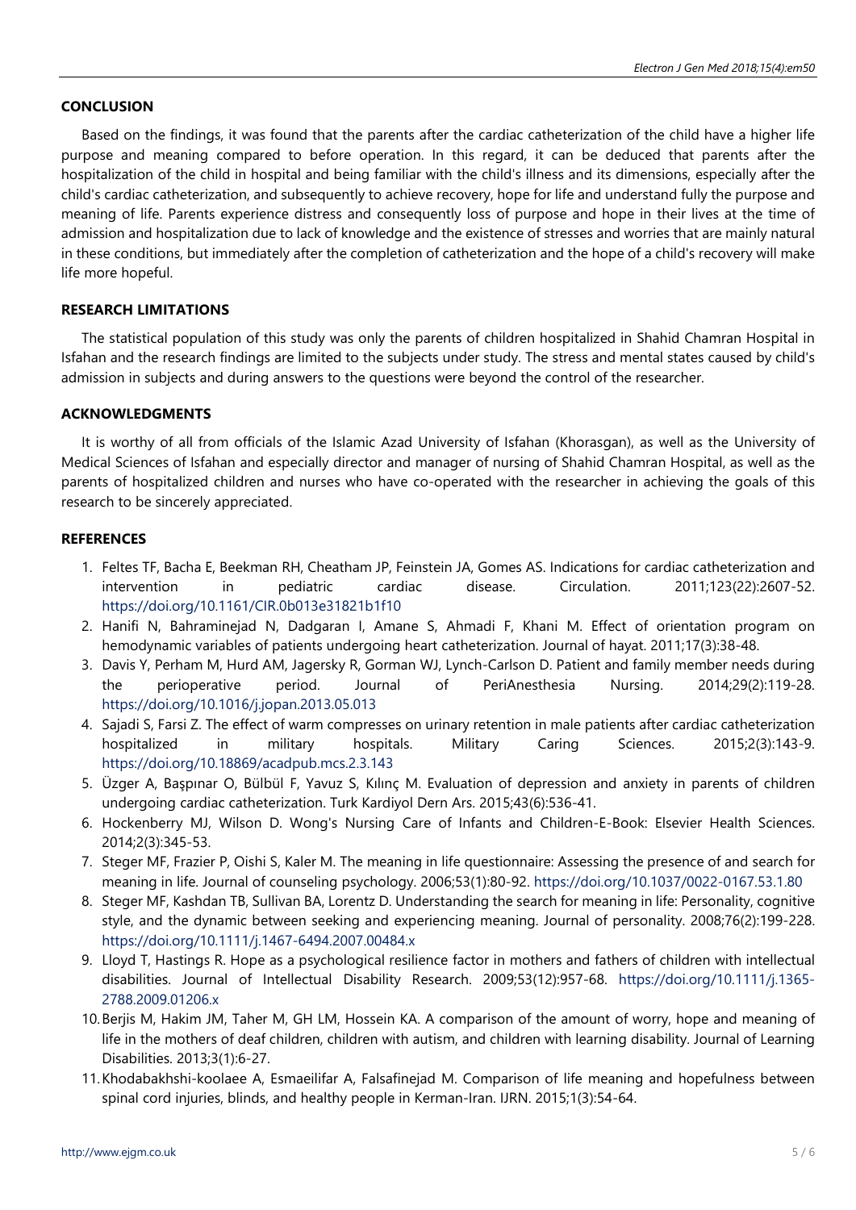## CONCLUSION

Based on the findings, it was found that the parents after the cardiac catheterization of the child have a higher life purpose and meaning compared to before operation. In this regard, it can be deduced that parents after the hospitalization of the child in hospital and being familiar with the child's illness and its dimensions, especially after the child's cardiac catheterization, and subsequently to achieve recovery, hope for life and understand fully the purpose and meaning of life. Parents experience distress and consequently loss of purpose and hope in their lives at the time of admission and hospitalization due to lack of knowledge and the existence of stresses and worries that are mainly natural in these conditions, but immediately after the completion of catheterization and the hope of a child's recovery will make life more hopeful.

## RESEARCH LIMITATIONS

The statistical population of this study was only the parents of children hospitalized in Shahid Chamran Hospital in Isfahan and the research findings are limited to the subjects under study. The stress and mental states caused by child's admission in subjects and during answers to the questions were beyond the control of the researcher.

## ACKNOWLEDGMENTS

It is worthy of all from officials of the Islamic Azad University of Isfahan (Khorasgan), as well as the University of Medical Sciences of Isfahan and especially director and manager of nursing of Shahid Chamran Hospital, as well as the parents of hospitalized children and nurses who have co-operated with the researcher in achieving the goals of this research to be sincerely appreciated.

## REFERENCES

1. Feltes TF, Bacha E, Beekman RH, Cheatham JP, Feinstein JA, Gomes AS. Indications for cardiac catheterization and intervention in pediatric cardiac disease. Circulation. 2011;123(22):2607-52. https://doi.org/10.1161/CIR.0b013e31821b1f10
2. Hanifi N, Bahraminejad N, Dadgaran I, Amane S, Ahmadi F, Khani M. Effect of orientation program on hemodynamic variables of patients undergoing heart catheterization. Journal of hayat. 2011;17(3):38-48.
3. Davis Y, Perham M, Hurd AM, Jagersky R, Gorman WJ, Lynch-Carlson D. Patient and family member needs during the perioperative period. Journal of PeriAnesthesia Nursing. 2014;29(2):119-28. https://doi.org/10.1016/j.jopan.2013.05.013
4. Sajadi S, Farsi Z. The effect of warm compresses on urinary retention in male patients after cardiac catheterization hospitalized in military hospitals. Military Caring Sciences. 2015;2(3):143-9. https://doi.org/10.18869/acadpub.mcs.2.3.143
5. Üzger A, Başpınar O, Bülbül F, Yavuz S, Kılınç M. Evaluation of depression and anxiety in parents of children undergoing cardiac catheterization. Turk Kardiyol Dern Ars. 2015;43(6):536-41.
6. Hockenberry MJ, Wilson D. Wong's Nursing Care of Infants and Children-E-Book: Elsevier Health Sciences. 2014;2(3):345-53.
7. Steger MF, Frazier P, Oishi S, Kaler M. The meaning in life questionnaire: Assessing the presence of and search for meaning in life. Journal of counseling psychology. 2006;53(1):80-92. https://doi.org/10.1037/0022-0167.53.1.80
8. Steger MF, Kashdan TB, Sullivan BA, Lorentz D. Understanding the search for meaning in life: Personality, cognitive style, and the dynamic between seeking and experiencing meaning. Journal of personality. 2008;76(2):199-228. https://doi.org/10.1111/j.1467-6494.2007.00484.x
9. Lloyd T, Hastings R. Hope as a psychological resilience factor in mothers and fathers of children with intellectual disabilities. Journal of Intellectual Disability Research. 2009;53(12):957-68. https://doi.org/10.1111/j.1365-2788.2009.01206.x
10. Berjis M, Hakim JM, Taher M, GH LM, Hossein KA. A comparison of the amount of worry, hope and meaning of life in the mothers of deaf children, children with autism, and children with learning disability. Journal of Learning Disabilities. 2013;3(1):6-27.
11. Khodabakhshi-koolaee A, Esmaeilifar A, Falsafinejad M. Comparison of life meaning and hopefulness between spinal cord injuries, blinds, and healthy people in Kerman-Iran. IJRN. 2015;1(3):54-64.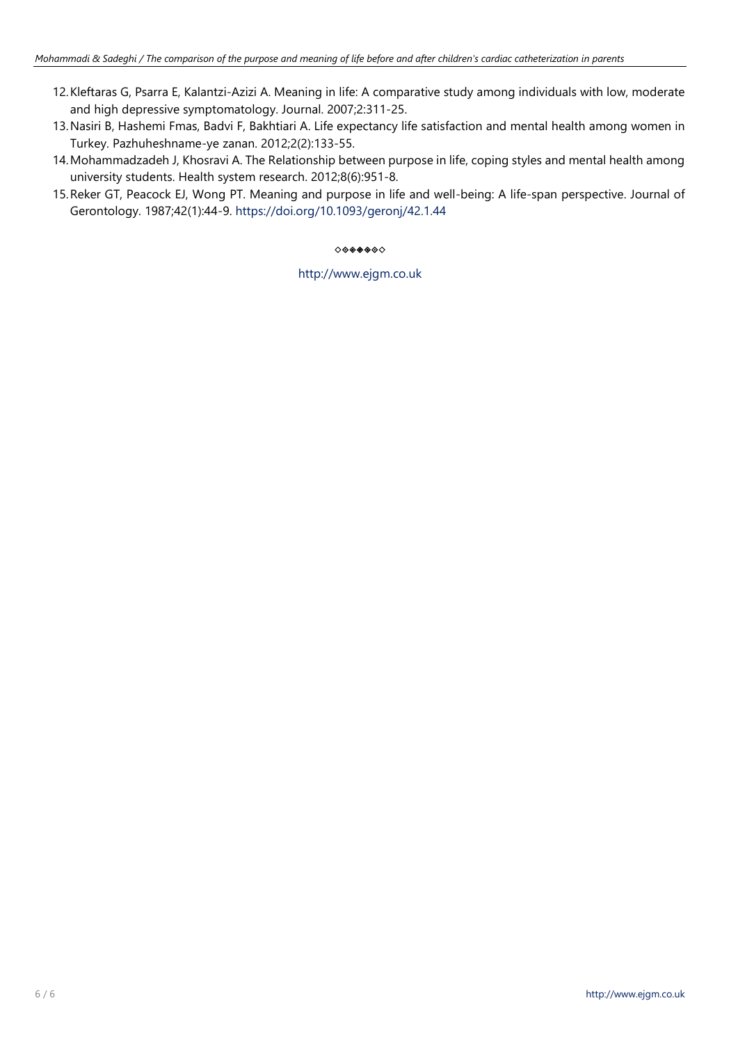12. Kleftaras G, Psarra E, Kalantzi-Azizi A. Meaning in life: A comparative study among individuals with low, moderate and high depressive symptomatology. Journal. 2007;2:311-25.
13. Nasiri B, Hashemi Fmas, Badvi F, Bakhtiari A. Life expectancy life satisfaction and mental health among women in Turkey. Pazhuheshname-ye zanan. 2012;2(2):133-55.
14. Mohammadzadeh J, Khosravi A. The Relationship between purpose in life, coping styles and mental health among university students. Health system research. 2012;8(6):951-8.
15. Reker GT, Peacock EJ, Wong PT. Meaning and purpose in life and well-being: A life-span perspective. Journal of Gerontology. 1987;42(1):44-9. https://doi.org/10.1093/geronj/42.1.44

◇◈◆◆◆◈◇

http://www.ejgm.co.uk